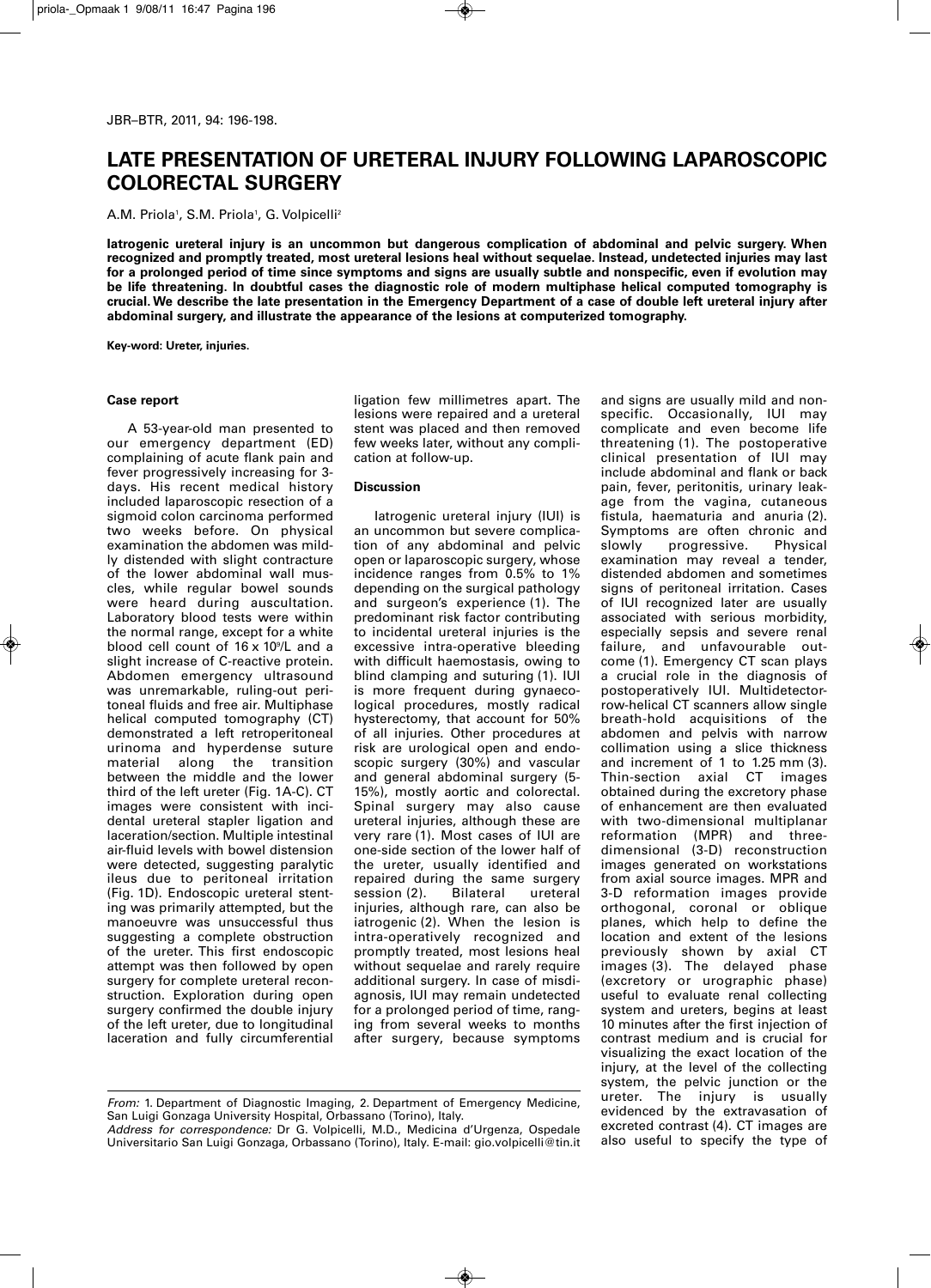# LATE PRESENTATION OF URETERAL INJURY FOLLOWING LAPAROSCOPIC COLORECTAL SURGERY

A.M. Priola[1], S.M. Priola[1], G. Volpicelli[2]

**Iatrogenic ureteral injury is an uncommon but dangerous complication of abdominal and pelvic surgery. When recognized and promptly treated, most ureteral lesions heal without sequelae. Instead, undetected injuries may last for a prolonged period of time since symptoms and signs are usually subtle and nonspecific, even if evolution may be life threatening. In doubtful cases the diagnostic role of modern multiphase helical computed tomography is crucial. We describe the late presentation in the Emergency Department of a case of double left ureteral injury after abdominal surgery, and illustrate the appearance of the lesions at computerized tomography.**

**Key-word: Ureter, injuries.**

## Case report

A 53-year-old man presented to our emergency department (ED) complaining of acute flank pain and fever progressively increasing for 3-days. His recent medical history included laparoscopic resection of a sigmoid colon carcinoma performed two weeks before. On physical examination the abdomen was mildly distended with slight contracture of the lower abdominal wall muscles, while regular bowel sounds were heard during auscultation. Laboratory blood tests were within the normal range, except for a white blood cell count of 16 x $10^9$/L and a slight increase of C-reactive protein. Abdomen emergency ultrasound was unremarkable, ruling-out peritoneal fluids and free air. Multiphase helical computed tomography (CT) demonstrated a left retroperitoneal urinoma and hyperdense suture material along the transition between the middle and the lower third of the left ureter (Fig. 1A-C). CT images were consistent with incidental ureteral stapler ligation and laceration/section. Multiple intestinal air-fluid levels with bowel distension were detected, suggesting paralytic ileus due to peritoneal irritation (Fig. 1D). Endoscopic ureteral stenting was primarily attempted, but the manoeuvre was unsuccessful thus suggesting a complete obstruction of the ureter. This first endoscopic attempt was then followed by open surgery for complete ureteral reconstruction. Exploration during open surgery confirmed the double injury of the left ureter, due to longitudinal laceration and fully circumferential ligation few millimetres apart. The lesions were repaired and a ureteral stent was placed and then removed few weeks later, without any complication at follow-up.

## Discussion

Iatrogenic ureteral injury (IUI) is an uncommon but severe complication of any abdominal and pelvic open or laparoscopic surgery, whose incidence ranges from 0.5% to 1% depending on the surgical pathology and surgeon's experience (1). The predominant risk factor contributing to incidental ureteral injuries is the excessive intra-operative bleeding with difficult haemostasis, owing to blind clamping and suturing (1). IUI is more frequent during gynaecological procedures, mostly radical hysterectomy, that account for 50% of all injuries. Other procedures at risk are urological open and endoscopic surgery (30%) and vascular and general abdominal surgery (5-15%), mostly aortic and colorectal. Spinal surgery may also cause ureteral injuries, although these are very rare (1). Most cases of IUI are one-side section of the lower half of the ureter, usually identified and repaired during the same surgery session (2). Bilateral ureteral injuries, although rare, can also be iatrogenic (2). When the lesion is intra-operatively recognized and promptly treated, most lesions heal without sequelae and rarely require additional surgery. In case of misdiagnosis, IUI may remain undetected for a prolonged period of time, ranging from several weeks to months after surgery, because symptoms and signs are usually mild and nonspecific. Occasionally, IUI may complicate and even become life threatening (1). The postoperative clinical presentation of IUI may include abdominal and flank or back pain, fever, peritonitis, urinary leakage from the vagina, cutaneous fistula, haematuria and anuria (2). Symptoms are often chronic and slowly progressive. Physical examination may reveal a tender, distended abdomen and sometimes signs of peritoneal irritation. Cases of IUI recognized later are usually associated with serious morbidity, especially sepsis and severe renal failure, and unfavourable outcome (1). Emergency CT scan plays a crucial role in the diagnosis of postoperatively IUI. Multidetector-row-helical CT scanners allow single breath-hold acquisitions of the abdomen and pelvis with narrow collimation using a slice thickness and increment of 1 to 1.25 mm (3). Thin-section axial CT images obtained during the excretory phase of enhancement are then evaluated with two-dimensional multiplanar reformation (MPR) and three-dimensional (3-D) reconstruction images generated on workstations from axial source images. MPR and 3-D reformation images provide orthogonal, coronal or oblique planes, which help to define the location and extent of the lesions previously shown by axial CT images (3). The delayed phase (excretory or urographic phase) useful to evaluate renal collecting system and ureters, begins at least 10 minutes after the first injection of contrast medium and is crucial for visualizing the exact location of the injury, at the level of the collecting system, the pelvic junction or the ureter. The injury is usually evidenced by the extravasation of excreted contrast (4). CT images are also useful to specify the type of

*From:* 1. Department of Diagnostic Imaging, 2. Department of Emergency Medicine, San Luigi Gonzaga University Hospital, Orbassano (Torino), Italy.
*Address for correspondence:* Dr G. Volpicelli, M.D., Medicina d'Urgenza, Ospedale Universitario San Luigi Gonzaga, Orbassano (Torino), Italy. E-mail: gio.volpicelli@tin.it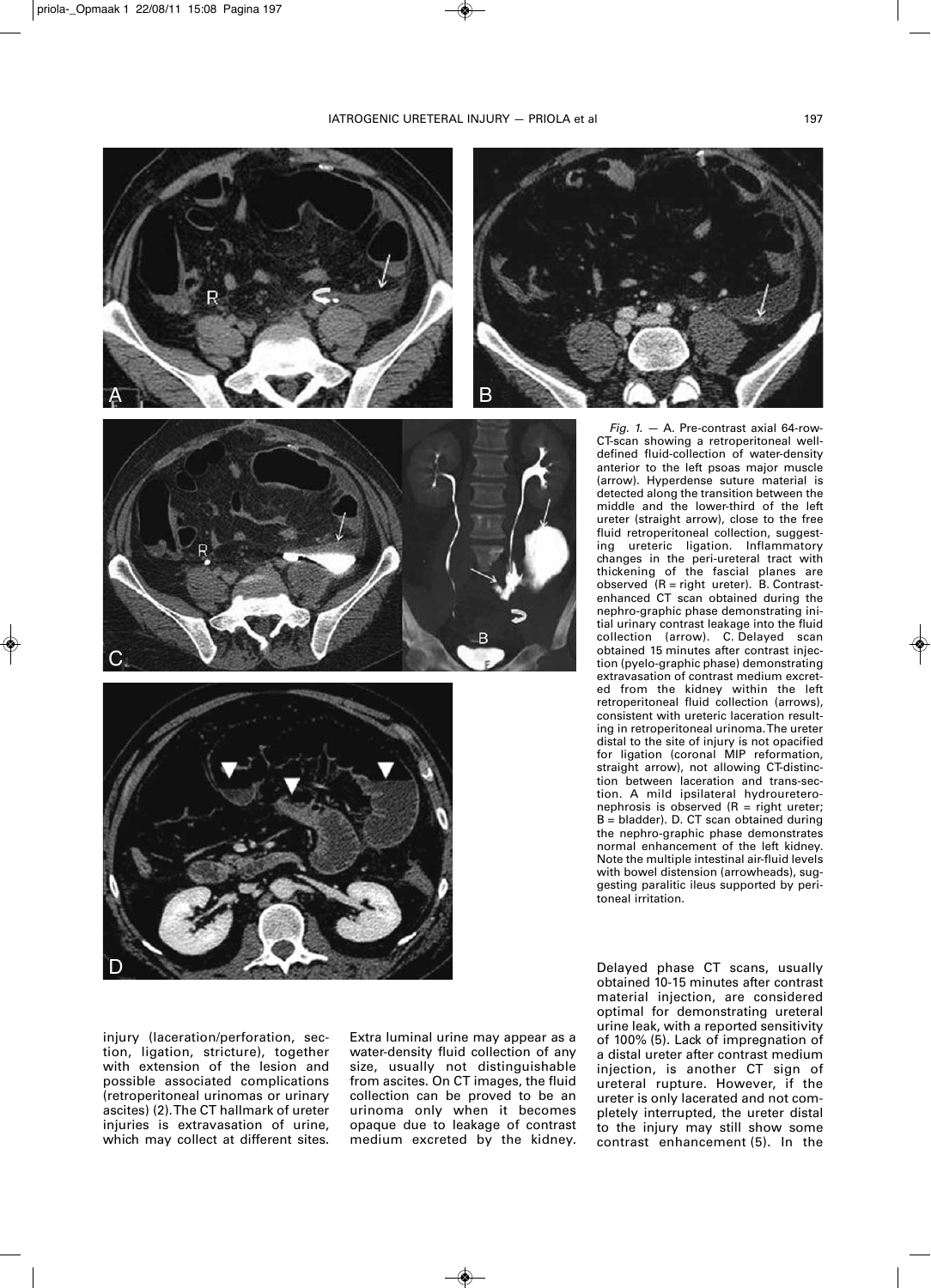*Fig. 1.* — A. Pre-contrast axial 64-row-CT-scan showing a retroperitoneal well-defined fluid-collection of water-density anterior to the left psoas major muscle (arrow). Hyperdense suture material is detected along the transition between the middle and the lower-third of the left ureter (straight arrow), close to the free fluid retroperitoneal collection, suggesting ureteric ligation. Inflammatory changes in the peri-ureteral tract with thickening of the fascial planes are observed (R = right ureter). B. Contrast-enhanced CT scan obtained during the nephro-graphic phase demonstrating initial urinary contrast leakage into the fluid collection (arrow). C. Delayed scan obtained 15 minutes after contrast injection (pyelo-graphic phase) demonstrating extravasation of contrast medium excreted from the kidney within the left retroperitoneal fluid collection (arrows), consistent with ureteric laceration resulting in retroperitoneal urinoma. The ureter distal to the site of injury is not opacified for ligation (coronal MIP reformation, straight arrow), not allowing CT-distinction between laceration and trans-section. A mild ipsilateral hydroureteronephrosis is observed (R = right ureter; B = bladder). D. CT scan obtained during the nephro-graphic phase demonstrates normal enhancement of the left kidney. Note the multiple intestinal air-fluid levels with bowel distension (arrowheads), suggesting paralitic ileus supported by peritoneal irritation.

injury (laceration/perforation, section, ligation, stricture), together with extension of the lesion and possible associated complications (retroperitoneal urinomas or urinary ascites) (2). The CT hallmark of ureter injuries is extravasation of urine, which may collect at different sites. Extra luminal urine may appear as a water-density fluid collection of any size, usually not distinguishable from ascites. On CT images, the fluid collection can be proved to be an urinoma only when it becomes opaque due to leakage of contrast medium excreted by the kidney. Delayed phase CT scans, usually obtained 10-15 minutes after contrast material injection, are considered optimal for demonstrating ureteral urine leak, with a reported sensitivity of 100% (5). Lack of impregnation of a distal ureter after contrast medium injection, is another CT sign of ureteral rupture. However, if the ureter is only lacerated and not completely interrupted, the ureter distal to the injury may still show some contrast enhancement (5). In the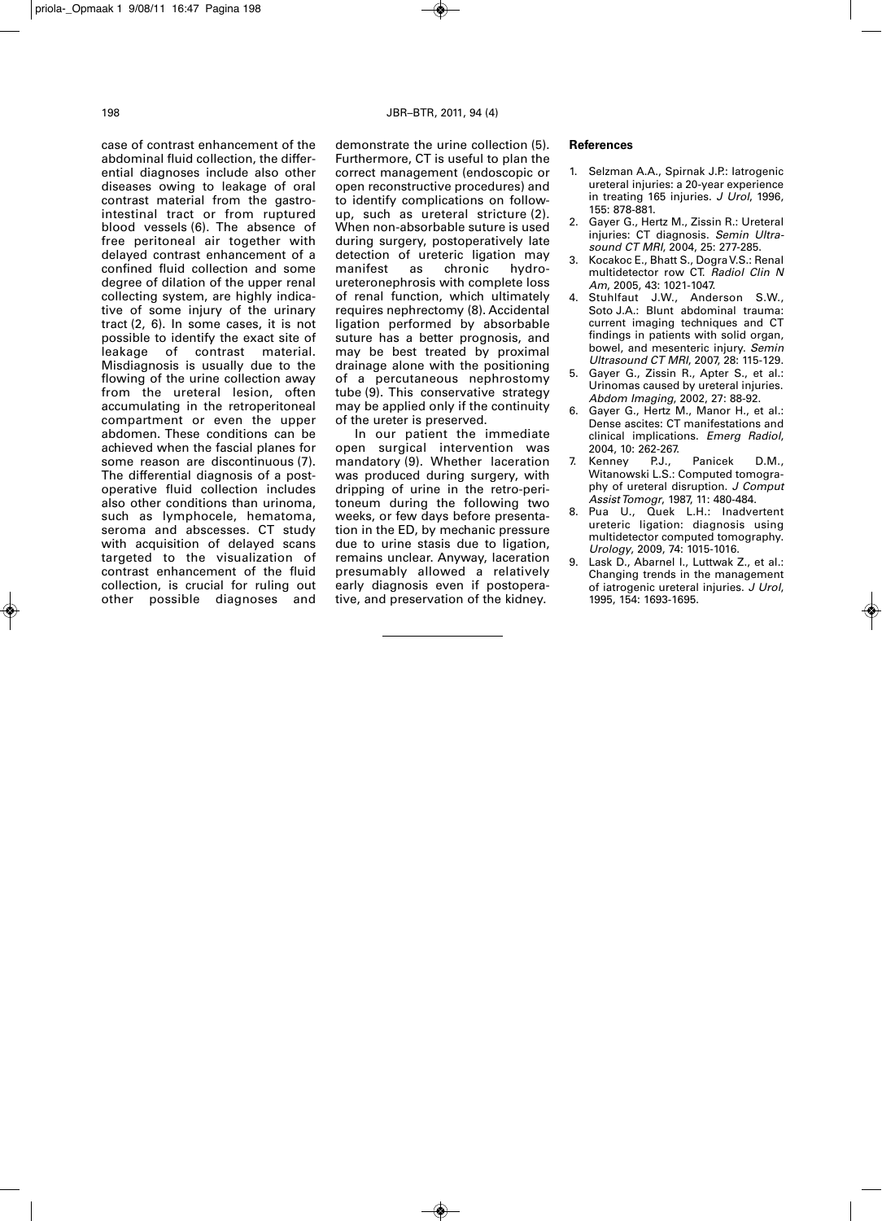case of contrast enhancement of the abdominal fluid collection, the differential diagnoses include also other diseases owing to leakage of oral contrast material from the gastrointestinal tract or from ruptured blood vessels (6). The absence of free peritoneal air together with delayed contrast enhancement of a confined fluid collection and some degree of dilation of the upper renal collecting system, are highly indicative of some injury of the urinary tract (2, 6). In some cases, it is not possible to identify the exact site of leakage of contrast material. Misdiagnosis is usually due to the flowing of the urine collection away from the ureteral lesion, often accumulating in the retroperitoneal compartment or even the upper abdomen. These conditions can be achieved when the fascial planes for some reason are discontinuous (7). The differential diagnosis of a postoperative fluid collection includes also other conditions than urinoma, such as lymphocele, hematoma, seroma and abscesses. CT study with acquisition of delayed scans targeted to the visualization of contrast enhancement of the fluid collection, is crucial for ruling out other possible diagnoses and demonstrate the urine collection (5). Furthermore, CT is useful to plan the correct management (endoscopic or open reconstructive procedures) and to identify complications on follow-up, such as ureteral stricture (2). When non-absorbable suture is used during surgery, postoperatively late detection of ureteric ligation may manifest as chronic hydroureteronephrosis with complete loss of renal function, which ultimately requires nephrectomy (8). Accidental ligation performed by absorbable suture has a better prognosis, and may be best treated by proximal drainage alone with the positioning of a percutaneous nephrostomy tube (9). This conservative strategy may be applied only if the continuity of the ureter is preserved.

In our patient the immediate open surgical intervention was mandatory (9). Whether laceration was produced during surgery, with dripping of urine in the retro-peritoneum during the following two weeks, or few days before presentation in the ED, by mechanic pressure due to urine stasis due to ligation, remains unclear. Anyway, laceration presumably allowed a relatively early diagnosis even if postoperative, and preservation of the kidney.

## References

1. Selzman A.A., Spirnak J.P.: Iatrogenic ureteral injuries: a 20-year experience in treating 165 injuries. *J Urol*, 1996, 155: 878-881.
2. Gayer G., Hertz M., Zissin R.: Ureteral injuries: CT diagnosis. *Semin Ultrasound CT MRI*, 2004, 25: 277-285.
3. Kocakoc E., Bhatt S., Dogra V.S.: Renal multidetector row CT. *Radiol Clin N Am*, 2005, 43: 1021-1047.
4. Stuhlfaut J.W., Anderson S.W., Soto J.A.: Blunt abdominal trauma: current imaging techniques and CT findings in patients with solid organ, bowel, and mesenteric injury. *Semin Ultrasound CT MRI*, 2007, 28: 115-129.
5. Gayer G., Zissin R., Apter S., et al.: Urinomas caused by ureteral injuries. *Abdom Imaging*, 2002, 27: 88-92.
6. Gayer G., Hertz M., Manor H., et al.: Dense ascites: CT manifestations and clinical implications. *Emerg Radiol*, 2004, 10: 262-267.
7. Kenney P.J., Panicek D.M., Witanowski L.S.: Computed tomography of ureteral disruption. *J Comput Assist Tomogr*, 1987, 11: 480-484.
8. Pua U., Quek L.H.: Inadvertent ureteric ligation: diagnosis using multidetector computed tomography. *Urology*, 2009, 74: 1015-1016.
9. Lask D., Abarnel I., Luttwak Z., et al.: Changing trends in the management of iatrogenic ureteral injuries. *J Urol*, 1995, 154: 1693-1695.